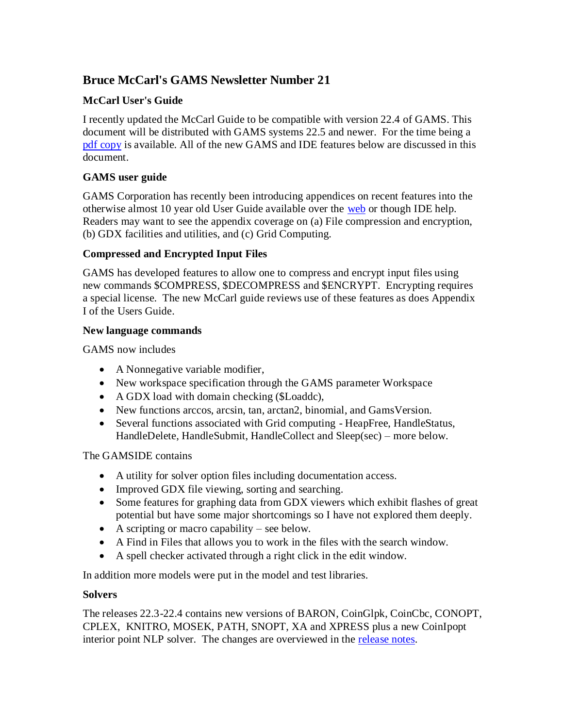# Bruce McCarl's GAMS Newsletter Number 21

### McCarl User's Guide

I recently updated the McCarl Guide to be compatible with version 22.4 of GAMS. This document will be distributed with GAMS systems 22.5 and newer. For the time being a pdf copy is available. All of the new GAMS and IDE features below are discussed in this document.

### GAMS user guide

GAMS Corporation has recently been introducing appendices on recent features into the otherwise almost 10 year old User Guide available over the web or though IDE help. Readers may want to see the appendix coverage on (a) File compression and encryption, (b) GDX facilities and utilities, and (c) Grid Computing.

### Compressed and Encrypted Input Files

GAMS has developed features to allow one to compress and encrypt input files using new commands $COMPRESS, $DECOMPRESS and $ENCRYPT. Encrypting requires a special license. The new McCarl guide reviews use of these features as does Appendix I of the Users Guide.

### New language commands

GAMS now includes

- A Nonnegative variable modifier,
- New workspace specification through the GAMS parameter Workspace
- A GDX load with domain checking ($Loaddc),
- New functions arccos, arcsin, tan, arctan2, binomial, and GamsVersion.
- Several functions associated with Grid computing - HeapFree, HandleStatus, HandleDelete, HandleSubmit, HandleCollect and Sleep(sec) – more below.

The GAMSIDE contains

- A utility for solver option files including documentation access.
- Improved GDX file viewing, sorting and searching.
- Some features for graphing data from GDX viewers which exhibit flashes of great potential but have some major shortcomings so I have not explored them deeply.
- A scripting or macro capability – see below.
- A Find in Files that allows you to work in the files with the search window.
- A spell checker activated through a right click in the edit window.

In addition more models were put in the model and test libraries.

### Solvers

The releases 22.3-22.4 contains new versions of BARON, CoinGlpk, CoinCbc, CONOPT, CPLEX, KNITRO, MOSEK, PATH, SNOPT, XA and XPRESS plus a new CoinIpopt interior point NLP solver. The changes are overviewed in the release notes.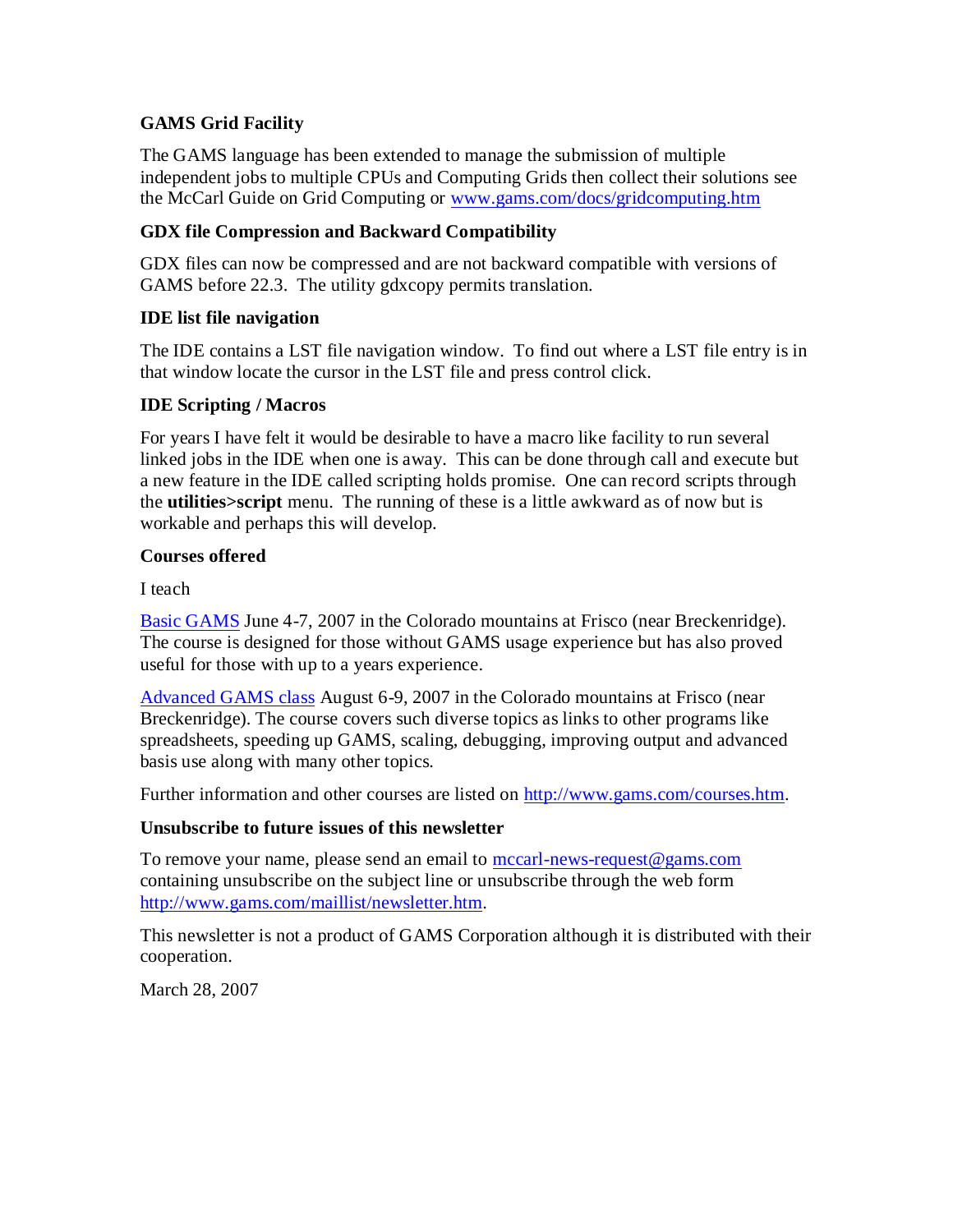### GAMS Grid Facility

The GAMS language has been extended to manage the submission of multiple independent jobs to multiple CPUs and Computing Grids then collect their solutions see the McCarl Guide on Grid Computing or [www.gams.com/docs/gridcomputing.htm](www.gams.com/docs/gridcomputing.htm)

### GDX file Compression and Backward Compatibility

GDX files can now be compressed and are not backward compatible with versions of GAMS before 22.3. The utility gdxcopy permits translation.

### IDE list file navigation

The IDE contains a LST file navigation window. To find out where a LST file entry is in that window locate the cursor in the LST file and press control click.

### IDE Scripting / Macros

For years I have felt it would be desirable to have a macro like facility to run several linked jobs in the IDE when one is away. This can be done through call and execute but a new feature in the IDE called scripting holds promise. One can record scripts through the **utilities>script** menu. The running of these is a little awkward as of now but is workable and perhaps this will develop.

### Courses offered

I teach

Basic GAMS June 4-7, 2007 in the Colorado mountains at Frisco (near Breckenridge). The course is designed for those without GAMS usage experience but has also proved useful for those with up to a years experience.

Advanced GAMS class August 6-9, 2007 in the Colorado mountains at Frisco (near Breckenridge). The course covers such diverse topics as links to other programs like spreadsheets, speeding up GAMS, scaling, debugging, improving output and advanced basis use along with many other topics.

Further information and other courses are listed on [http://www.gams.com/courses.htm](http://www.gams.com/courses.htm).

### Unsubscribe to future issues of this newsletter

To remove your name, please send an email to [mccarl-news-request@gams.com](mailto:mccarl-news-request@gams.com) containing unsubscribe on the subject line or unsubscribe through the web form [http://www.gams.com/maillist/newsletter.htm](http://www.gams.com/maillist/newsletter.htm).

This newsletter is not a product of GAMS Corporation although it is distributed with their cooperation.

March 28, 2007